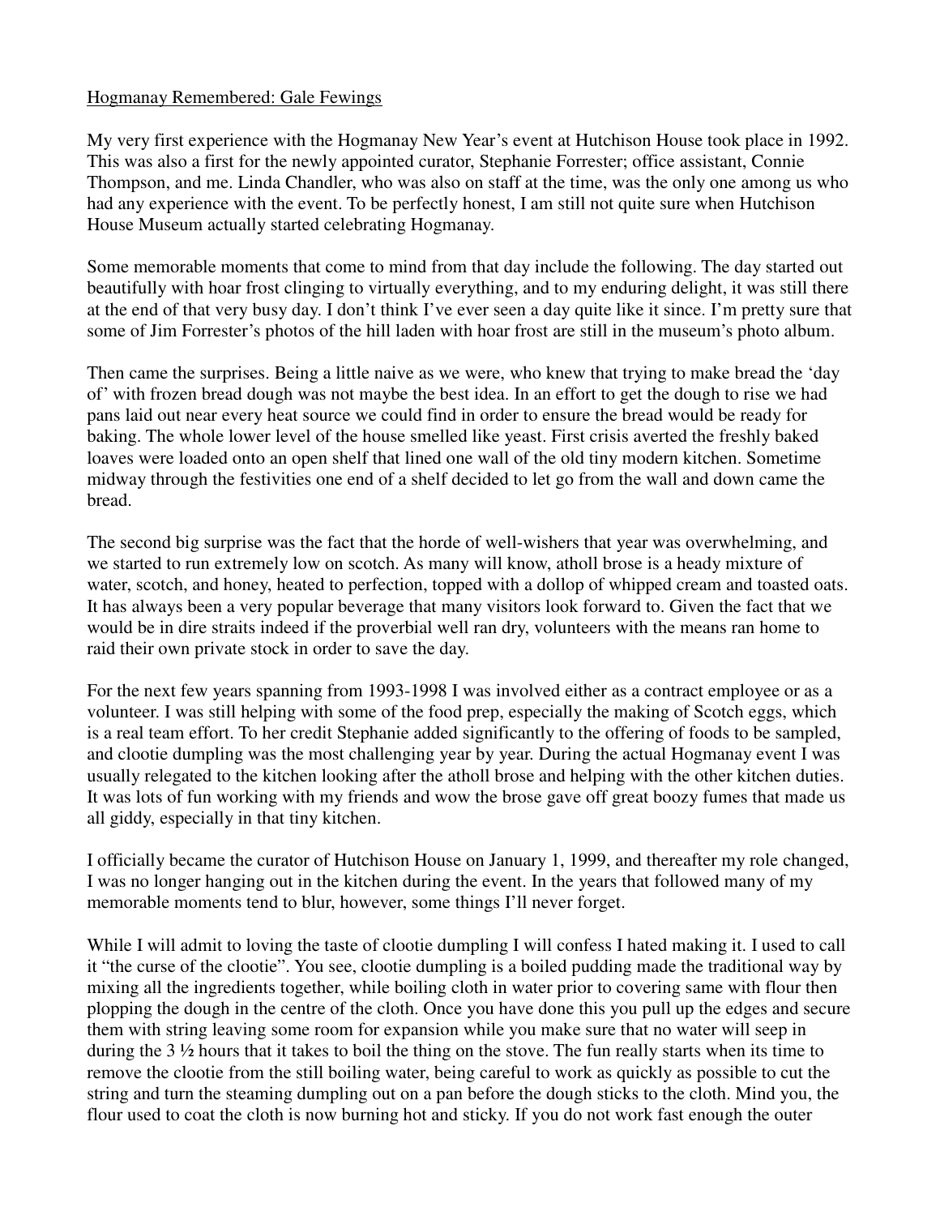Hogmanay Remembered: Gale Fewings

My very first experience with the Hogmanay New Year's event at Hutchison House took place in 1992. This was also a first for the newly appointed curator, Stephanie Forrester; office assistant, Connie Thompson, and me. Linda Chandler, who was also on staff at the time, was the only one among us who had any experience with the event. To be perfectly honest, I am still not quite sure when Hutchison House Museum actually started celebrating Hogmanay.

Some memorable moments that come to mind from that day include the following. The day started out beautifully with hoar frost clinging to virtually everything, and to my enduring delight, it was still there at the end of that very busy day. I don't think I've ever seen a day quite like it since. I'm pretty sure that some of Jim Forrester's photos of the hill laden with hoar frost are still in the museum's photo album.

Then came the surprises. Being a little naive as we were, who knew that trying to make bread the 'day of' with frozen bread dough was not maybe the best idea. In an effort to get the dough to rise we had pans laid out near every heat source we could find in order to ensure the bread would be ready for baking. The whole lower level of the house smelled like yeast. First crisis averted the freshly baked loaves were loaded onto an open shelf that lined one wall of the old tiny modern kitchen. Sometime midway through the festivities one end of a shelf decided to let go from the wall and down came the bread.

The second big surprise was the fact that the horde of well-wishers that year was overwhelming, and we started to run extremely low on scotch. As many will know, atholl brose is a heady mixture of water, scotch, and honey, heated to perfection, topped with a dollop of whipped cream and toasted oats. It has always been a very popular beverage that many visitors look forward to. Given the fact that we would be in dire straits indeed if the proverbial well ran dry, volunteers with the means ran home to raid their own private stock in order to save the day.

For the next few years spanning from 1993-1998 I was involved either as a contract employee or as a volunteer. I was still helping with some of the food prep, especially the making of Scotch eggs, which is a real team effort. To her credit Stephanie added significantly to the offering of foods to be sampled, and clootie dumpling was the most challenging year by year. During the actual Hogmanay event I was usually relegated to the kitchen looking after the atholl brose and helping with the other kitchen duties. It was lots of fun working with my friends and wow the brose gave off great boozy fumes that made us all giddy, especially in that tiny kitchen.

I officially became the curator of Hutchison House on January 1, 1999, and thereafter my role changed, I was no longer hanging out in the kitchen during the event. In the years that followed many of my memorable moments tend to blur, however, some things I'll never forget.

While I will admit to loving the taste of clootie dumpling I will confess I hated making it. I used to call it "the curse of the clootie". You see, clootie dumpling is a boiled pudding made the traditional way by mixing all the ingredients together, while boiling cloth in water prior to covering same with flour then plopping the dough in the centre of the cloth. Once you have done this you pull up the edges and secure them with string leaving some room for expansion while you make sure that no water will seep in during the 3 ½ hours that it takes to boil the thing on the stove. The fun really starts when its time to remove the clootie from the still boiling water, being careful to work as quickly as possible to cut the string and turn the steaming dumpling out on a pan before the dough sticks to the cloth. Mind you, the flour used to coat the cloth is now burning hot and sticky. If you do not work fast enough the outer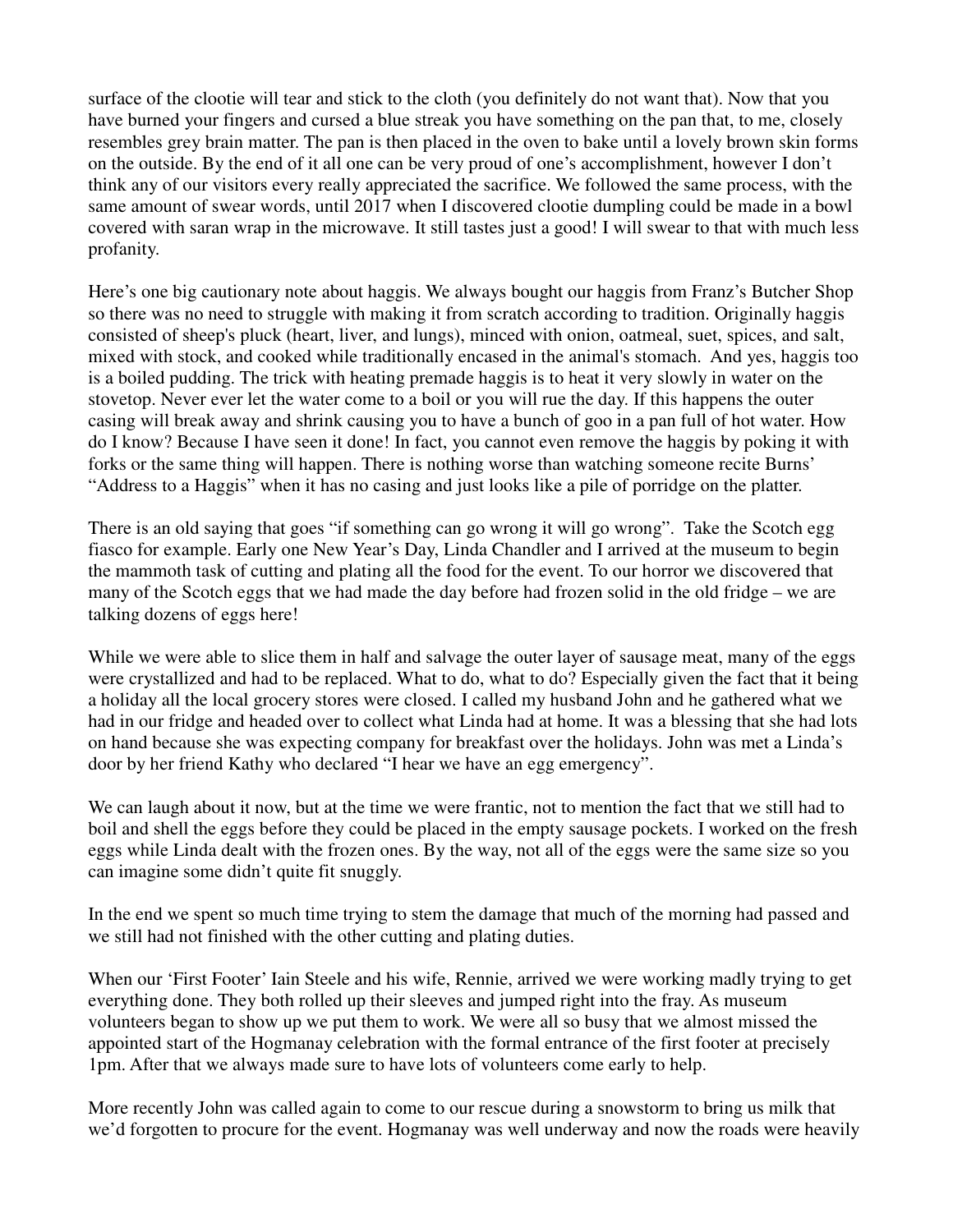surface of the clootie will tear and stick to the cloth (you definitely do not want that). Now that you have burned your fingers and cursed a blue streak you have something on the pan that, to me, closely resembles grey brain matter. The pan is then placed in the oven to bake until a lovely brown skin forms on the outside. By the end of it all one can be very proud of one's accomplishment, however I don't think any of our visitors every really appreciated the sacrifice. We followed the same process, with the same amount of swear words, until 2017 when I discovered clootie dumpling could be made in a bowl covered with saran wrap in the microwave. It still tastes just a good! I will swear to that with much less profanity.

Here's one big cautionary note about haggis. We always bought our haggis from Franz's Butcher Shop so there was no need to struggle with making it from scratch according to tradition. Originally haggis consisted of sheep's pluck (heart, liver, and lungs), minced with onion, oatmeal, suet, spices, and salt, mixed with stock, and cooked while traditionally encased in the animal's stomach. And yes, haggis too is a boiled pudding. The trick with heating premade haggis is to heat it very slowly in water on the stovetop. Never ever let the water come to a boil or you will rue the day. If this happens the outer casing will break away and shrink causing you to have a bunch of goo in a pan full of hot water. How do I know? Because I have seen it done! In fact, you cannot even remove the haggis by poking it with forks or the same thing will happen. There is nothing worse than watching someone recite Burns' "Address to a Haggis" when it has no casing and just looks like a pile of porridge on the platter.

There is an old saying that goes "if something can go wrong it will go wrong". Take the Scotch egg fiasco for example. Early one New Year's Day, Linda Chandler and I arrived at the museum to begin the mammoth task of cutting and plating all the food for the event. To our horror we discovered that many of the Scotch eggs that we had made the day before had frozen solid in the old fridge – we are talking dozens of eggs here!

While we were able to slice them in half and salvage the outer layer of sausage meat, many of the eggs were crystallized and had to be replaced. What to do, what to do? Especially given the fact that it being a holiday all the local grocery stores were closed. I called my husband John and he gathered what we had in our fridge and headed over to collect what Linda had at home. It was a blessing that she had lots on hand because she was expecting company for breakfast over the holidays. John was met a Linda's door by her friend Kathy who declared "I hear we have an egg emergency".

We can laugh about it now, but at the time we were frantic, not to mention the fact that we still had to boil and shell the eggs before they could be placed in the empty sausage pockets. I worked on the fresh eggs while Linda dealt with the frozen ones. By the way, not all of the eggs were the same size so you can imagine some didn't quite fit snuggly.

In the end we spent so much time trying to stem the damage that much of the morning had passed and we still had not finished with the other cutting and plating duties.

When our 'First Footer' Iain Steele and his wife, Rennie, arrived we were working madly trying to get everything done. They both rolled up their sleeves and jumped right into the fray. As museum volunteers began to show up we put them to work. We were all so busy that we almost missed the appointed start of the Hogmanay celebration with the formal entrance of the first footer at precisely 1pm. After that we always made sure to have lots of volunteers come early to help.

More recently John was called again to come to our rescue during a snowstorm to bring us milk that we'd forgotten to procure for the event. Hogmanay was well underway and now the roads were heavily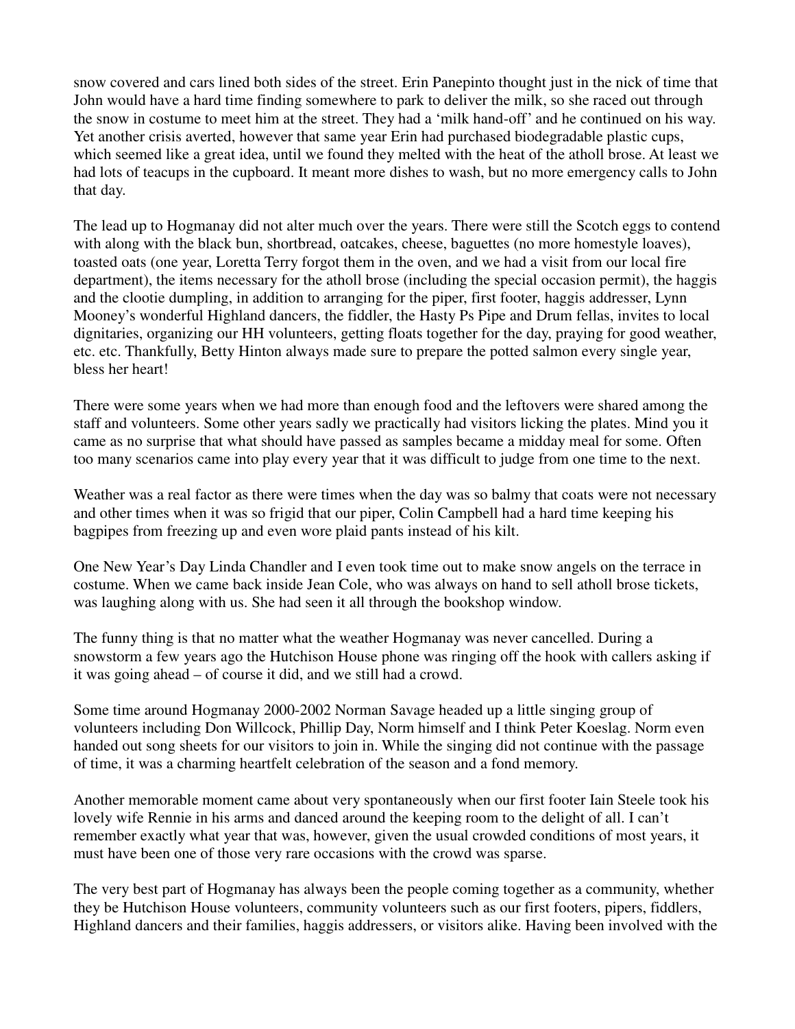snow covered and cars lined both sides of the street. Erin Panepinto thought just in the nick of time that John would have a hard time finding somewhere to park to deliver the milk, so she raced out through the snow in costume to meet him at the street. They had a ‘milk hand-off’ and he continued on his way. Yet another crisis averted, however that same year Erin had purchased biodegradable plastic cups, which seemed like a great idea, until we found they melted with the heat of the atholl brose. At least we had lots of teacups in the cupboard. It meant more dishes to wash, but no more emergency calls to John that day.

The lead up to Hogmanay did not alter much over the years. There were still the Scotch eggs to contend with along with the black bun, shortbread, oatcakes, cheese, baguettes (no more homestyle loaves), toasted oats (one year, Loretta Terry forgot them in the oven, and we had a visit from our local fire department), the items necessary for the atholl brose (including the special occasion permit), the haggis and the clootie dumpling, in addition to arranging for the piper, first footer, haggis addresser, Lynn Mooney’s wonderful Highland dancers, the fiddler, the Hasty Ps Pipe and Drum fellas, invites to local dignitaries, organizing our HH volunteers, getting floats together for the day, praying for good weather, etc. etc. Thankfully, Betty Hinton always made sure to prepare the potted salmon every single year, bless her heart!

There were some years when we had more than enough food and the leftovers were shared among the staff and volunteers. Some other years sadly we practically had visitors licking the plates. Mind you it came as no surprise that what should have passed as samples became a midday meal for some. Often too many scenarios came into play every year that it was difficult to judge from one time to the next.

Weather was a real factor as there were times when the day was so balmy that coats were not necessary and other times when it was so frigid that our piper, Colin Campbell had a hard time keeping his bagpipes from freezing up and even wore plaid pants instead of his kilt.

One New Year’s Day Linda Chandler and I even took time out to make snow angels on the terrace in costume. When we came back inside Jean Cole, who was always on hand to sell atholl brose tickets, was laughing along with us. She had seen it all through the bookshop window.

The funny thing is that no matter what the weather Hogmanay was never cancelled. During a snowstorm a few years ago the Hutchison House phone was ringing off the hook with callers asking if it was going ahead – of course it did, and we still had a crowd.

Some time around Hogmanay 2000-2002 Norman Savage headed up a little singing group of volunteers including Don Willcock, Phillip Day, Norm himself and I think Peter Koeslag. Norm even handed out song sheets for our visitors to join in. While the singing did not continue with the passage of time, it was a charming heartfelt celebration of the season and a fond memory.

Another memorable moment came about very spontaneously when our first footer Iain Steele took his lovely wife Rennie in his arms and danced around the keeping room to the delight of all. I can’t remember exactly what year that was, however, given the usual crowded conditions of most years, it must have been one of those very rare occasions with the crowd was sparse.

The very best part of Hogmanay has always been the people coming together as a community, whether they be Hutchison House volunteers, community volunteers such as our first footers, pipers, fiddlers, Highland dancers and their families, haggis addressers, or visitors alike. Having been involved with the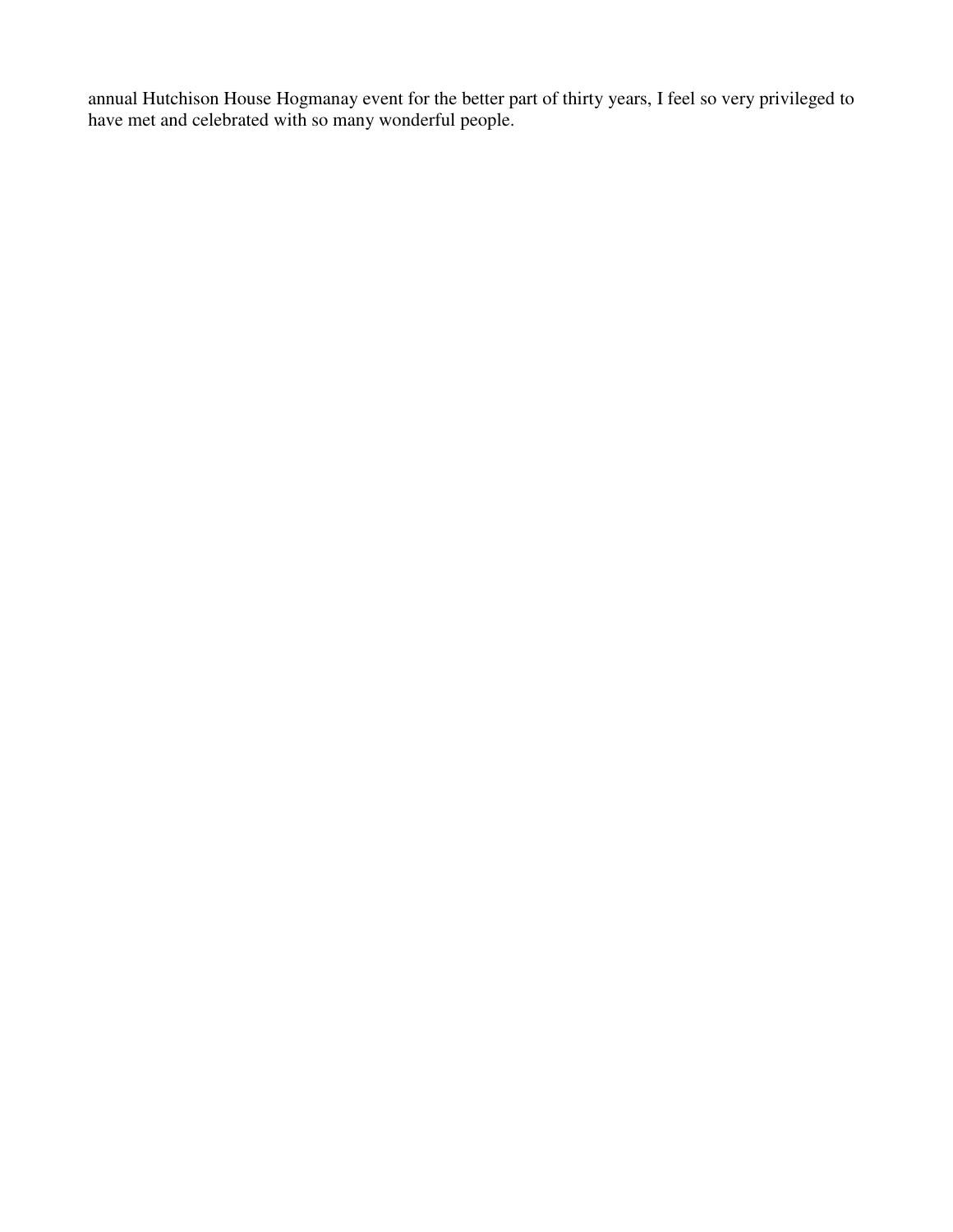annual Hutchison House Hogmanay event for the better part of thirty years, I feel so very privileged to have met and celebrated with so many wonderful people.